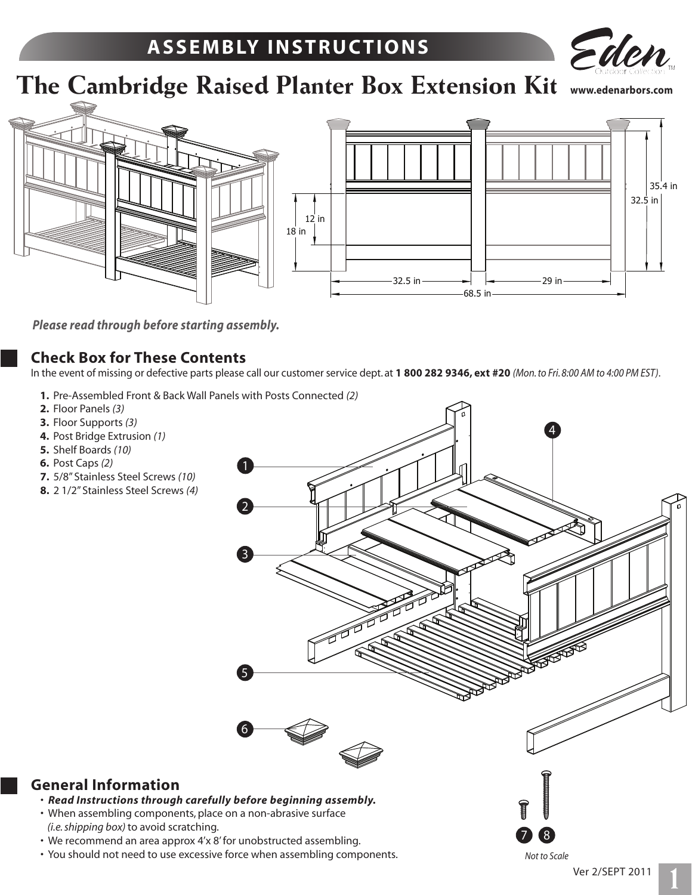# ASSEMBLY INSTRUCTIONS

# The Cambridge Raised Planter Box Extension Kit

www.edenarbors.com

*Please read through before starting assembly.*

## Check Box for These Contents

In the event of missing or defective parts please call our customer service dept. at **1 800 282 9346, ext #20** *(Mon. to Fri. 8:00 AM to 4:00 PM EST)*.

1. Pre-Assembled Front & Back Wall Panels with Posts Connected *(2)*
2. Floor Panels *(3)*
3. Floor Supports *(3)*
4. Post Bridge Extrusion *(1)*
5. Shelf Boards *(10)*
6. Post Caps *(2)*
7. 5/8" Stainless Steel Screws *(10)*
8. 2 1/2" Stainless Steel Screws *(4)*

*Not to Scale*

## General Information

- ***Read Instructions through carefully before beginning assembly.***
- When assembling components, place on a non-abrasive surface *(i.e. shipping box)* to avoid scratching.
- We recommend an area approx 4'x 8' for unobstructed assembling.
- You should not need to use excessive force when assembling components.

Ver 2/SEPT 2011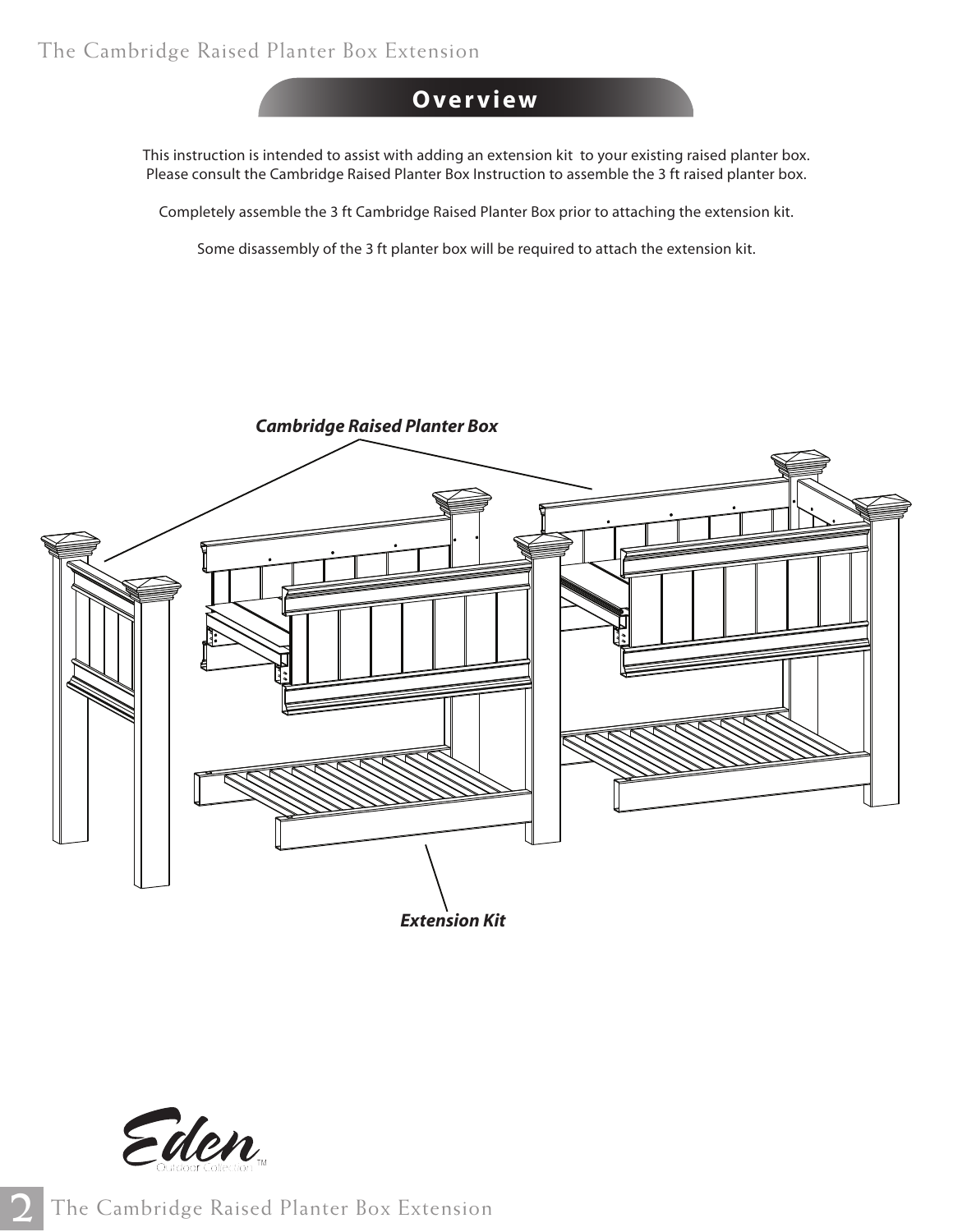## Overview

This instruction is intended to assist with adding an extension kit to your existing raised planter box. Please consult the Cambridge Raised Planter Box Instruction to assemble the 3 ft raised planter box.

Completely assemble the 3 ft Cambridge Raised Planter Box prior to attaching the extension kit.

Some disassembly of the 3 ft planter box will be required to attach the extension kit.

***Cambridge Raised Planter Box***

***Extension Kit***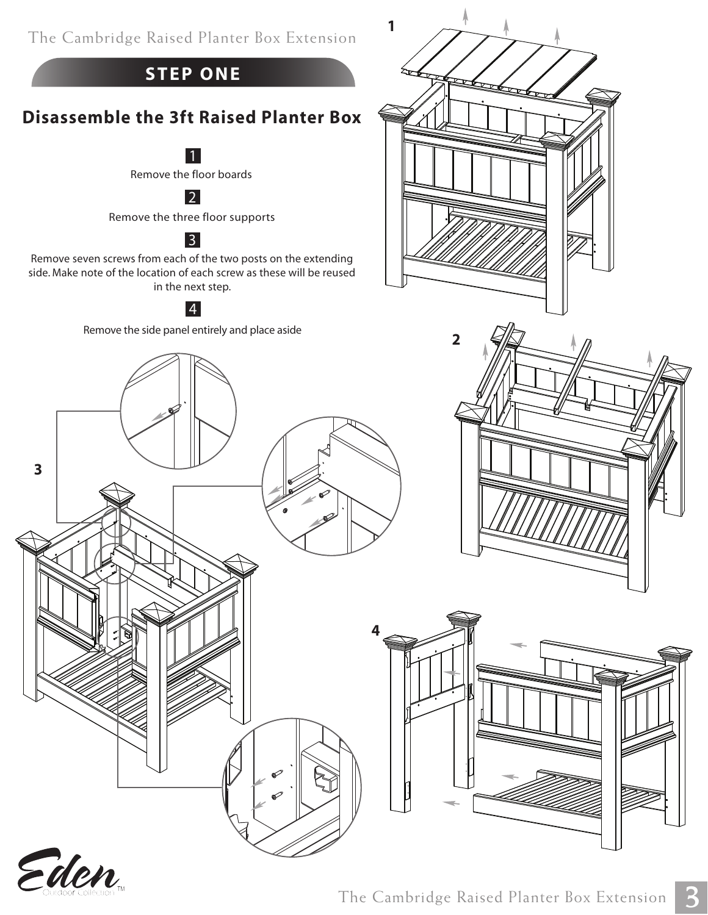# STEP ONE

## Disassemble the 3ft Raised Planter Box

**1**

Remove the floor boards

**2**

Remove the three floor supports

**3**

Remove seven screws from each of the two posts on the extending side. Make note of the location of each screw as these will be reused in the next step.

**4**

Remove the side panel entirely and place aside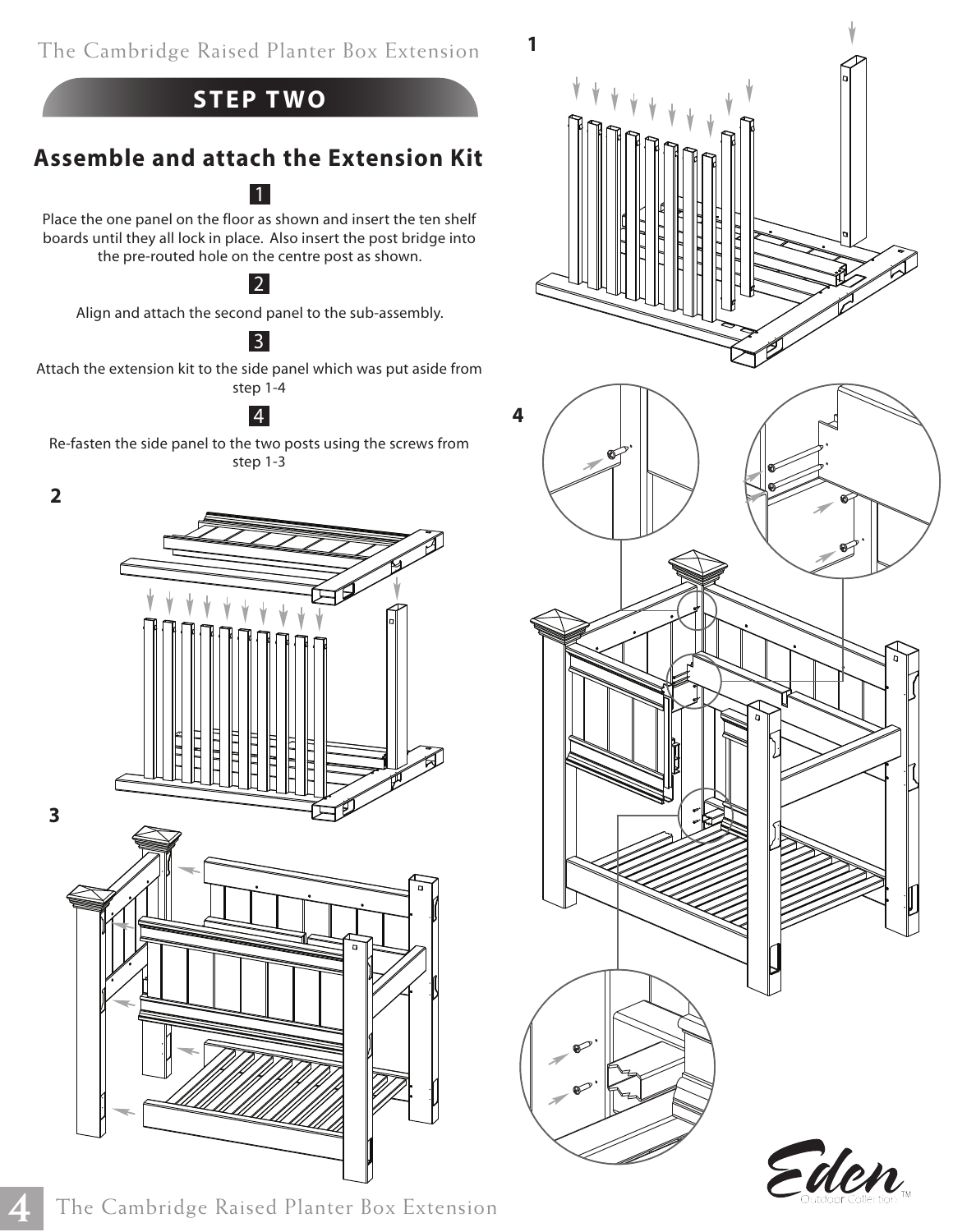## STEP TWO

## Assemble and attach the Extension Kit

**1**

Place the one panel on the floor as shown and insert the ten shelf boards until they all lock in place. Also insert the post bridge into the pre-routed hole on the centre post as shown.

**2**

Align and attach the second panel to the sub-assembly.

**3**

Attach the extension kit to the side panel which was put aside from step 1-4

**4**

Re-fasten the side panel to the two posts using the screws from step 1-3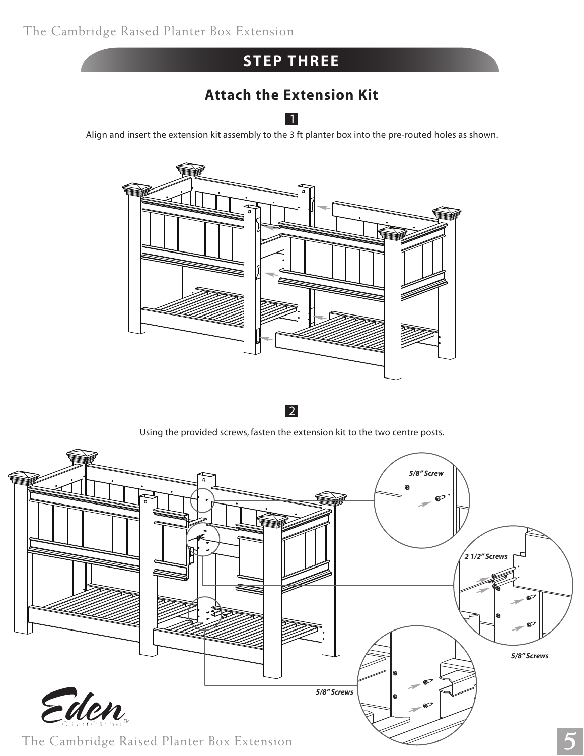## STEP THREE

### Attach the Extension Kit

**1**

Align and insert the extension kit assembly to the 3 ft planter box into the pre-routed holes as shown.

**2**

Using the provided screws, fasten the extension kit to the two centre posts.

*5/8" Screw*

*2 1/2" Screws*

*5/8" Screws*

*5/8" Screws*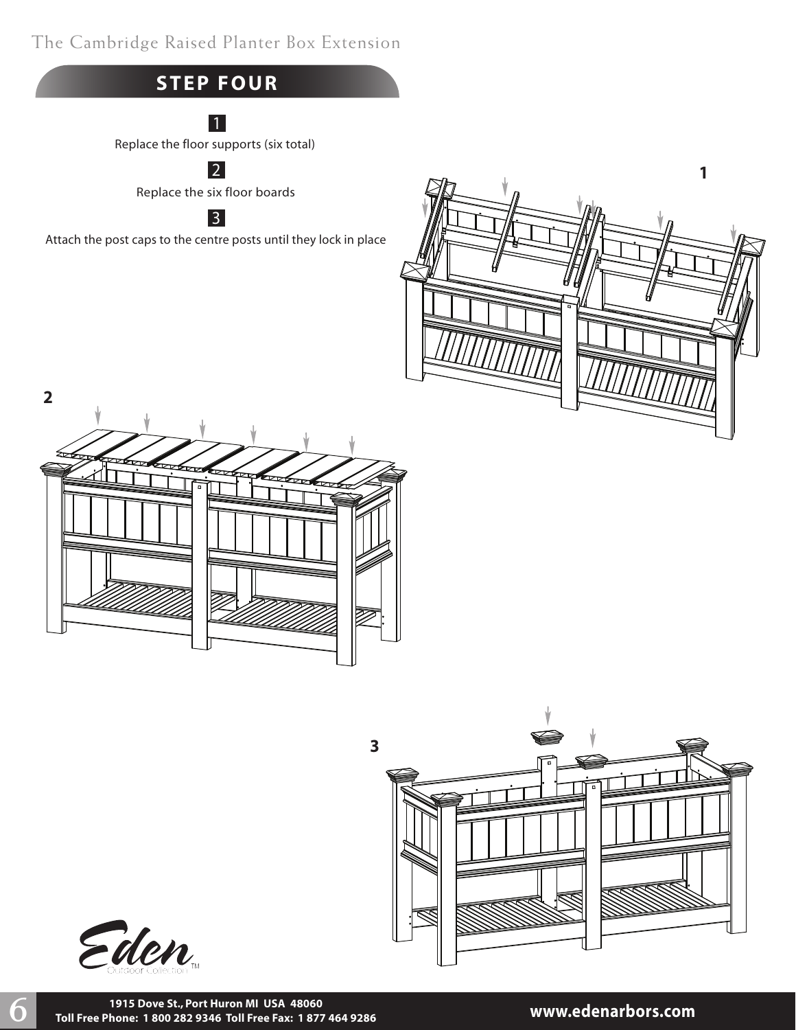## STEP FOUR

1

Replace the floor supports (six total)

2

Replace the six floor boards

3

Attach the post caps to the centre posts until they lock in place

1

2

3

1915 Dove St., Port Huron MI USA 48060
Toll Free Phone: 1 800 282 9346 Toll Free Fax: 1 877 464 9286

www.edenarbors.com